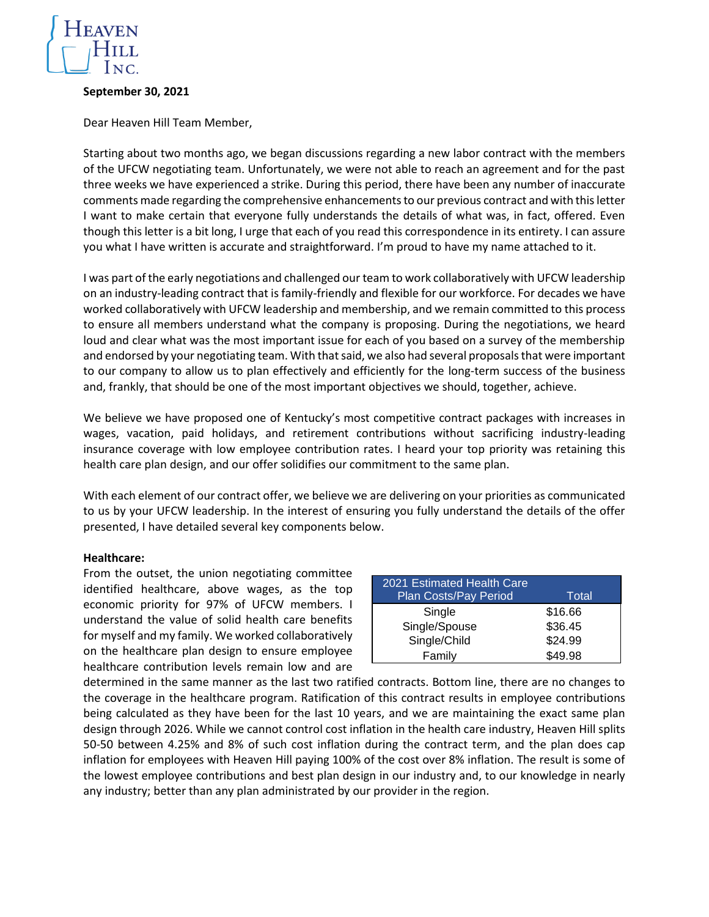Heaven Hill Inc.

**September 30, 2021**

Dear Heaven Hill Team Member,

Starting about two months ago, we began discussions regarding a new labor contract with the members of the UFCW negotiating team. Unfortunately, we were not able to reach an agreement and for the past three weeks we have experienced a strike. During this period, there have been any number of inaccurate comments made regarding the comprehensive enhancements to our previous contract and with this letter I want to make certain that everyone fully understands the details of what was, in fact, offered. Even though this letter is a bit long, I urge that each of you read this correspondence in its entirety. I can assure you what I have written is accurate and straightforward. I'm proud to have my name attached to it.

I was part of the early negotiations and challenged our team to work collaboratively with UFCW leadership on an industry-leading contract that is family-friendly and flexible for our workforce. For decades we have worked collaboratively with UFCW leadership and membership, and we remain committed to this process to ensure all members understand what the company is proposing. During the negotiations, we heard loud and clear what was the most important issue for each of you based on a survey of the membership and endorsed by your negotiating team. With that said, we also had several proposals that were important to our company to allow us to plan effectively and efficiently for the long-term success of the business and, frankly, that should be one of the most important objectives we should, together, achieve.

We believe we have proposed one of Kentucky's most competitive contract packages with increases in wages, vacation, paid holidays, and retirement contributions without sacrificing industry-leading insurance coverage with low employee contribution rates. I heard your top priority was retaining this health care plan design, and our offer solidifies our commitment to the same plan.

With each element of our contract offer, we believe we are delivering on your priorities as communicated to us by your UFCW leadership. In the interest of ensuring you fully understand the details of the offer presented, I have detailed several key components below.

**Healthcare:**

From the outset, the union negotiating committee identified healthcare, above wages, as the top economic priority for 97% of UFCW members. I understand the value of solid health care benefits for myself and my family. We worked collaboratively on the healthcare plan design to ensure employee healthcare contribution levels remain low and are determined in the same manner as the last two ratified contracts. Bottom line, there are no changes to the coverage in the healthcare program. Ratification of this contract results in employee contributions being calculated as they have been for the last 10 years, and we are maintaining the exact same plan design through 2026. While we cannot control cost inflation in the health care industry, Heaven Hill splits 50-50 between 4.25% and 8% of such cost inflation during the contract term, and the plan does cap inflation for employees with Heaven Hill paying 100% of the cost over 8% inflation. The result is some of the lowest employee contributions and best plan design in our industry and, to our knowledge in nearly any industry; better than any plan administrated by our provider in the region.

| 2021 Estimated Health Care Plan Costs/Pay Period | Total |
|---|---|
| Single | $16.66 |
| Single/Spouse | $36.45 |
| Single/Child | $24.99 |
| Family | $49.98 |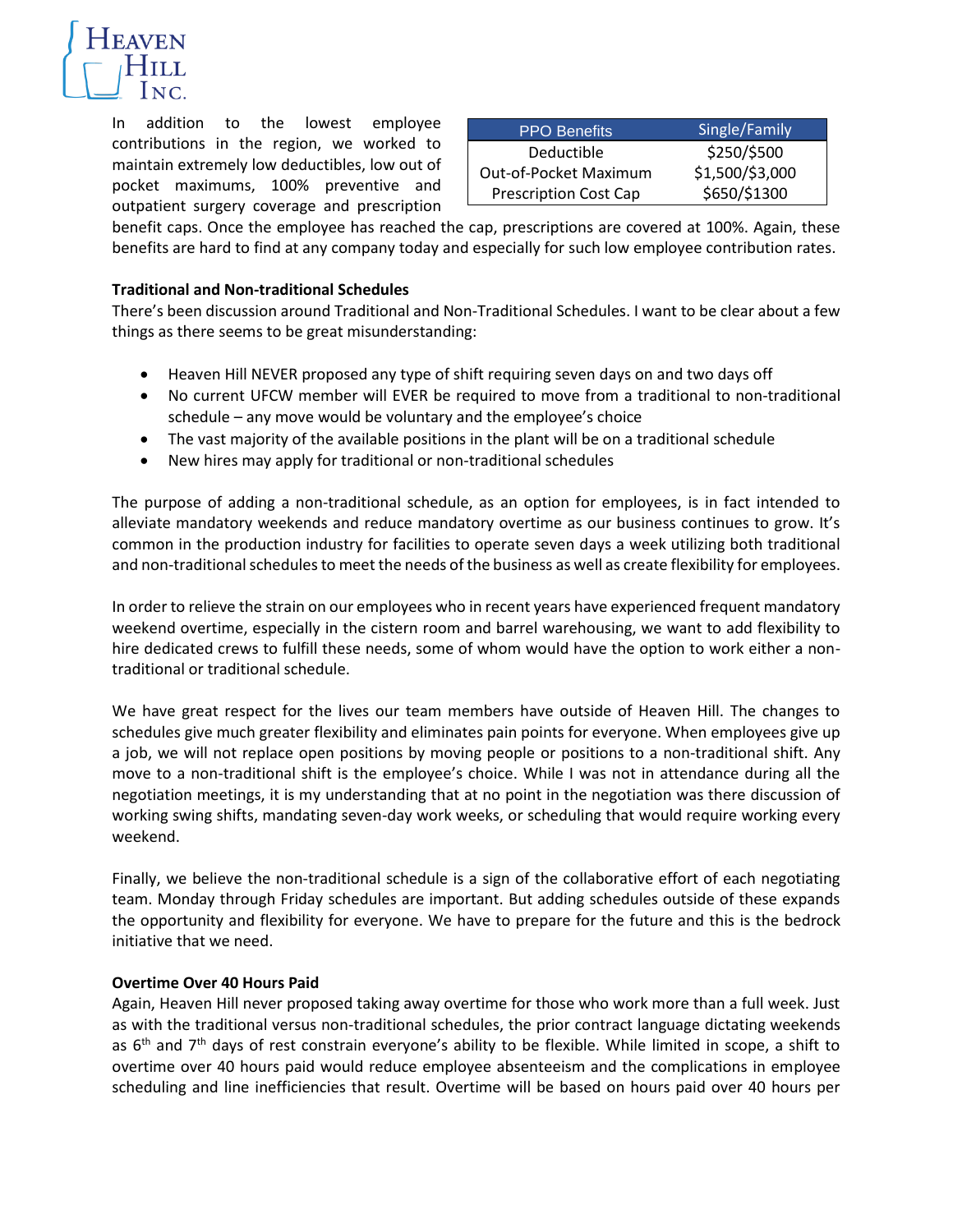In addition to the lowest employee contributions in the region, we worked to maintain extremely low deductibles, low out of pocket maximums, 100% preventive and outpatient surgery coverage and prescription benefit caps. Once the employee has reached the cap, prescriptions are covered at 100%. Again, these benefits are hard to find at any company today and especially for such low employee contribution rates.

| PPO Benefits | Single/Family |
|---|---|
| Deductible | $250/$500 |
| Out-of-Pocket Maximum | $1,500/$3,000 |
| Prescription Cost Cap | $650/$1300 |

**Traditional and Non-traditional Schedules**

There's been discussion around Traditional and Non-Traditional Schedules. I want to be clear about a few things as there seems to be great misunderstanding:

- Heaven Hill NEVER proposed any type of shift requiring seven days on and two days off
- No current UFCW member will EVER be required to move from a traditional to non-traditional schedule – any move would be voluntary and the employee's choice
- The vast majority of the available positions in the plant will be on a traditional schedule
- New hires may apply for traditional or non-traditional schedules

The purpose of adding a non-traditional schedule, as an option for employees, is in fact intended to alleviate mandatory weekends and reduce mandatory overtime as our business continues to grow. It's common in the production industry for facilities to operate seven days a week utilizing both traditional and non-traditional schedules to meet the needs of the business as well as create flexibility for employees.

In order to relieve the strain on our employees who in recent years have experienced frequent mandatory weekend overtime, especially in the cistern room and barrel warehousing, we want to add flexibility to hire dedicated crews to fulfill these needs, some of whom would have the option to work either a non-traditional or traditional schedule.

We have great respect for the lives our team members have outside of Heaven Hill. The changes to schedules give much greater flexibility and eliminates pain points for everyone. When employees give up a job, we will not replace open positions by moving people or positions to a non-traditional shift. Any move to a non-traditional shift is the employee's choice. While I was not in attendance during all the negotiation meetings, it is my understanding that at no point in the negotiation was there discussion of working swing shifts, mandating seven-day work weeks, or scheduling that would require working every weekend.

Finally, we believe the non-traditional schedule is a sign of the collaborative effort of each negotiating team. Monday through Friday schedules are important. But adding schedules outside of these expands the opportunity and flexibility for everyone. We have to prepare for the future and this is the bedrock initiative that we need.

**Overtime Over 40 Hours Paid**

Again, Heaven Hill never proposed taking away overtime for those who work more than a full week. Just as with the traditional versus non-traditional schedules, the prior contract language dictating weekends as 6th and 7th days of rest constrain everyone's ability to be flexible. While limited in scope, a shift to overtime over 40 hours paid would reduce employee absenteeism and the complications in employee scheduling and line inefficiencies that result. Overtime will be based on hours paid over 40 hours per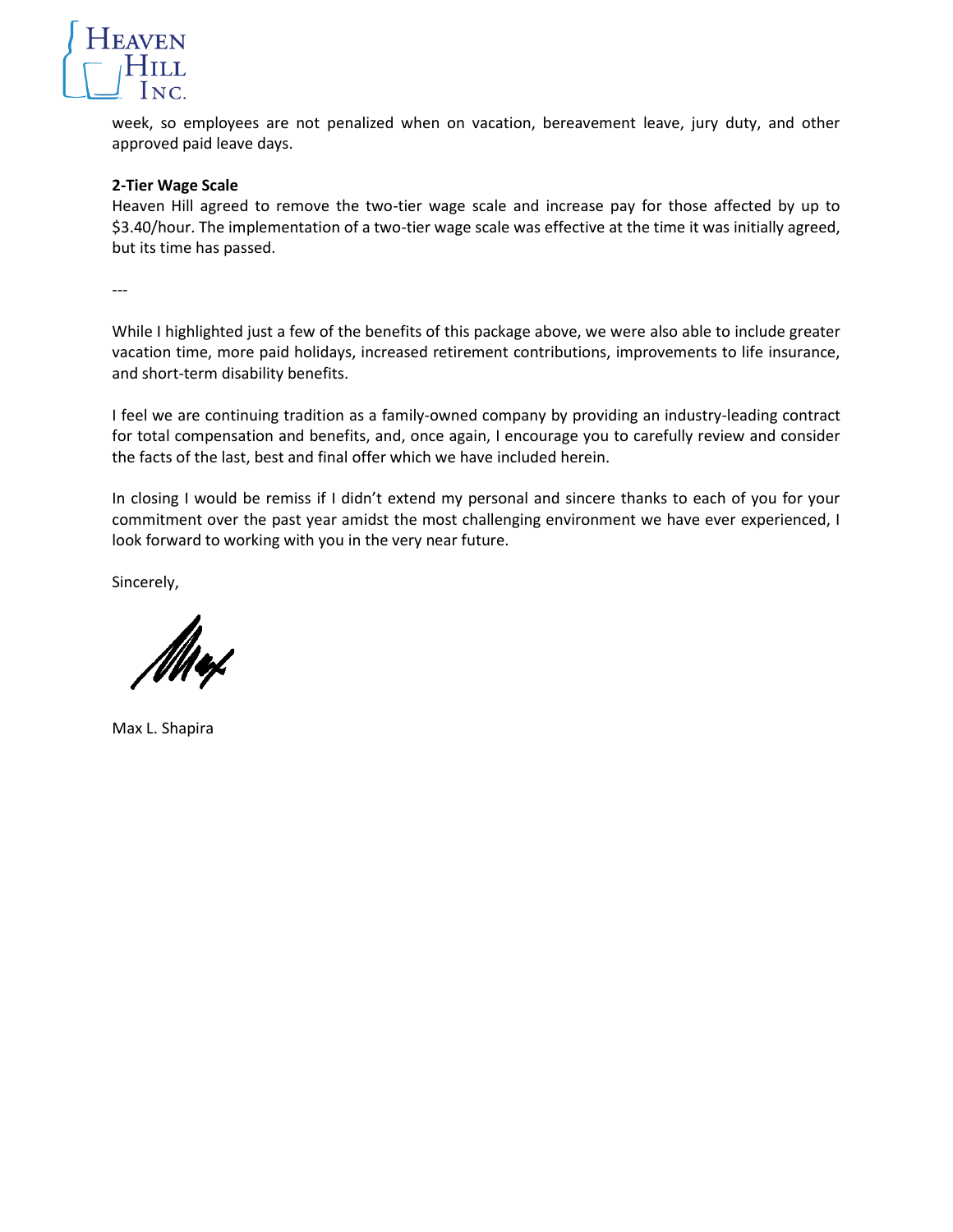week, so employees are not penalized when on vacation, bereavement leave, jury duty, and other approved paid leave days.

**2-Tier Wage Scale**

Heaven Hill agreed to remove the two-tier wage scale and increase pay for those affected by up to $3.40/hour. The implementation of a two-tier wage scale was effective at the time it was initially agreed, but its time has passed.

---

While I highlighted just a few of the benefits of this package above, we were also able to include greater vacation time, more paid holidays, increased retirement contributions, improvements to life insurance, and short-term disability benefits.

I feel we are continuing tradition as a family-owned company by providing an industry-leading contract for total compensation and benefits, and, once again, I encourage you to carefully review and consider the facts of the last, best and final offer which we have included herein.

In closing I would be remiss if I didn't extend my personal and sincere thanks to each of you for your commitment over the past year amidst the most challenging environment we have ever experienced, I look forward to working with you in the very near future.

Sincerely,

Max L. Shapira